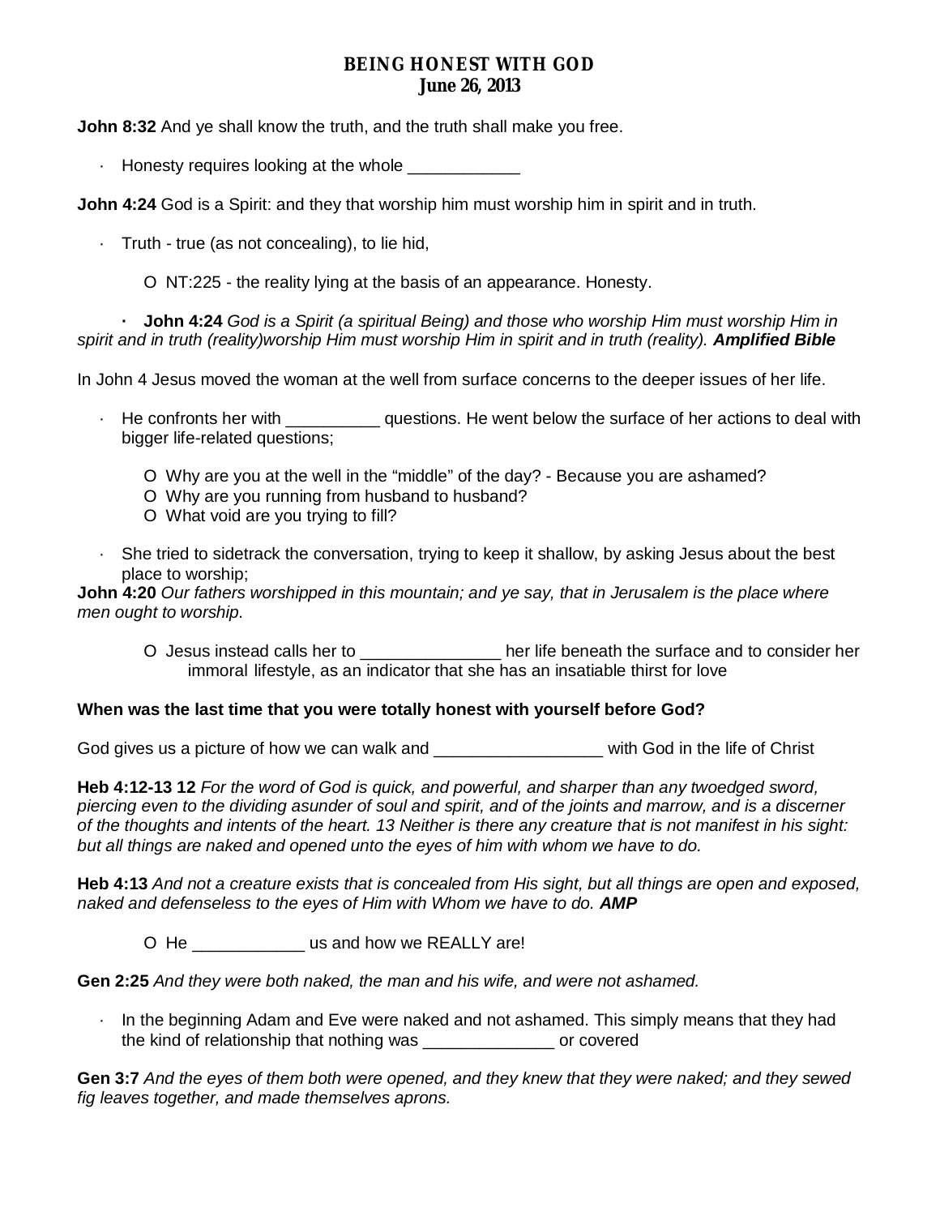# BEING HONEST WITH GOD
## June 26, 2013

**John 8:32** And ye shall know the truth, and the truth shall make you free.

- Honesty requires looking at the whole ____________

**John 4:24** God is a Spirit: and they that worship him must worship him in spirit and in truth.

- Truth - true (as not concealing), to lie hid,
  - NT:225 - the reality lying at the basis of an appearance. Honesty.

- **John 4:24** *God is a Spirit (a spiritual Being) and those who worship Him must worship Him in spirit and in truth (reality)worship Him must worship Him in spirit and in truth (reality).* ***Amplified Bible***

In John 4 Jesus moved the woman at the well from surface concerns to the deeper issues of her life.

- He confronts her with __________ questions. He went below the surface of her actions to deal with bigger life-related questions;
  - Why are you at the well in the "middle" of the day? - Because you are ashamed?
  - Why are you running from husband to husband?
  - What void are you trying to fill?

- She tried to sidetrack the conversation, trying to keep it shallow, by asking Jesus about the best place to worship;

**John 4:20** *Our fathers worshipped in this mountain; and ye say, that in Jerusalem is the place where men ought to worship.*

  - Jesus instead calls her to _______________ her life beneath the surface and to consider her immoral lifestyle, as an indicator that she has an insatiable thirst for love

**When was the last time that you were totally honest with yourself before God?**

God gives us a picture of how we can walk and __________________ with God in the life of Christ

**Heb 4:12-13 12** *For the word of God is quick, and powerful, and sharper than any twoedged sword, piercing even to the dividing asunder of soul and spirit, and of the joints and marrow, and is a discerner of the thoughts and intents of the heart. 13 Neither is there any creature that is not manifest in his sight: but all things are naked and opened unto the eyes of him with whom we have to do.*

**Heb 4:13** *And not a creature exists that is concealed from His sight, but all things are open and exposed, naked and defenseless to the eyes of Him with Whom we have to do.* ***AMP***

  - He ____________ us and how we REALLY are!

**Gen 2:25** *And they were both naked, the man and his wife, and were not ashamed.*

- In the beginning Adam and Eve were naked and not ashamed. This simply means that they had the kind of relationship that nothing was ______________ or covered

**Gen 3:7** *And the eyes of them both were opened, and they knew that they were naked; and they sewed fig leaves together, and made themselves aprons.*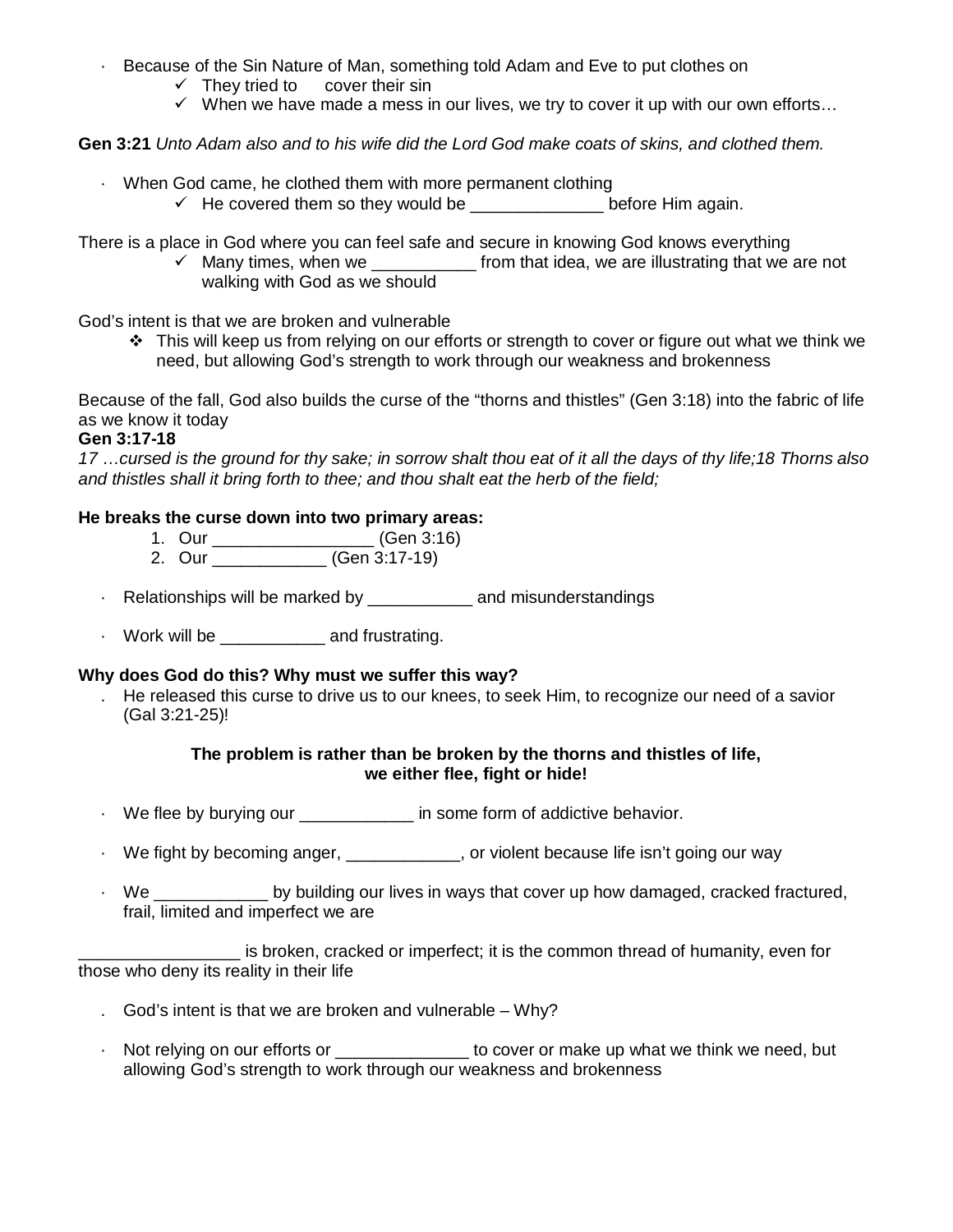- Because of the Sin Nature of Man, something told Adam and Eve to put clothes on
  - ✓ They tried to cover their sin
  - ✓ When we have made a mess in our lives, we try to cover it up with our own efforts…

**Gen 3:21** *Unto Adam also and to his wife did the Lord God make coats of skins, and clothed them.*

- When God came, he clothed them with more permanent clothing
  - ✓ He covered them so they would be ______________ before Him again.

There is a place in God where you can feel safe and secure in knowing God knows everything

- ✓ Many times, when we ___________ from that idea, we are illustrating that we are not walking with God as we should

God's intent is that we are broken and vulnerable

- ❖ This will keep us from relying on our efforts or strength to cover or figure out what we think we need, but allowing God's strength to work through our weakness and brokenness

Because of the fall, God also builds the curse of the "thorns and thistles" (Gen 3:18) into the fabric of life as we know it today

**Gen 3:17-18**

*17 …cursed is the ground for thy sake; in sorrow shalt thou eat of it all the days of thy life;18 Thorns also and thistles shall it bring forth to thee; and thou shalt eat the herb of the field;*

**He breaks the curse down into two primary areas:**

1. Our _________________ (Gen 3:16)
2. Our ____________ (Gen 3:17-19)

- Relationships will be marked by ___________ and misunderstandings
- Work will be ___________ and frustrating.

**Why does God do this? Why must we suffer this way?**

- He released this curse to drive us to our knees, to seek Him, to recognize our need of a savior (Gal 3:21-25)!

**The problem is rather than be broken by the thorns and thistles of life, we either flee, fight or hide!**

- We flee by burying our ____________ in some form of addictive behavior.
- We fight by becoming anger, ____________, or violent because life isn't going our way
- We ____________ by building our lives in ways that cover up how damaged, cracked fractured, frail, limited and imperfect we are

_________________ is broken, cracked or imperfect; it is the common thread of humanity, even for those who deny its reality in their life

- God's intent is that we are broken and vulnerable – Why?
- Not relying on our efforts or ______________ to cover or make up what we think we need, but allowing God's strength to work through our weakness and brokenness